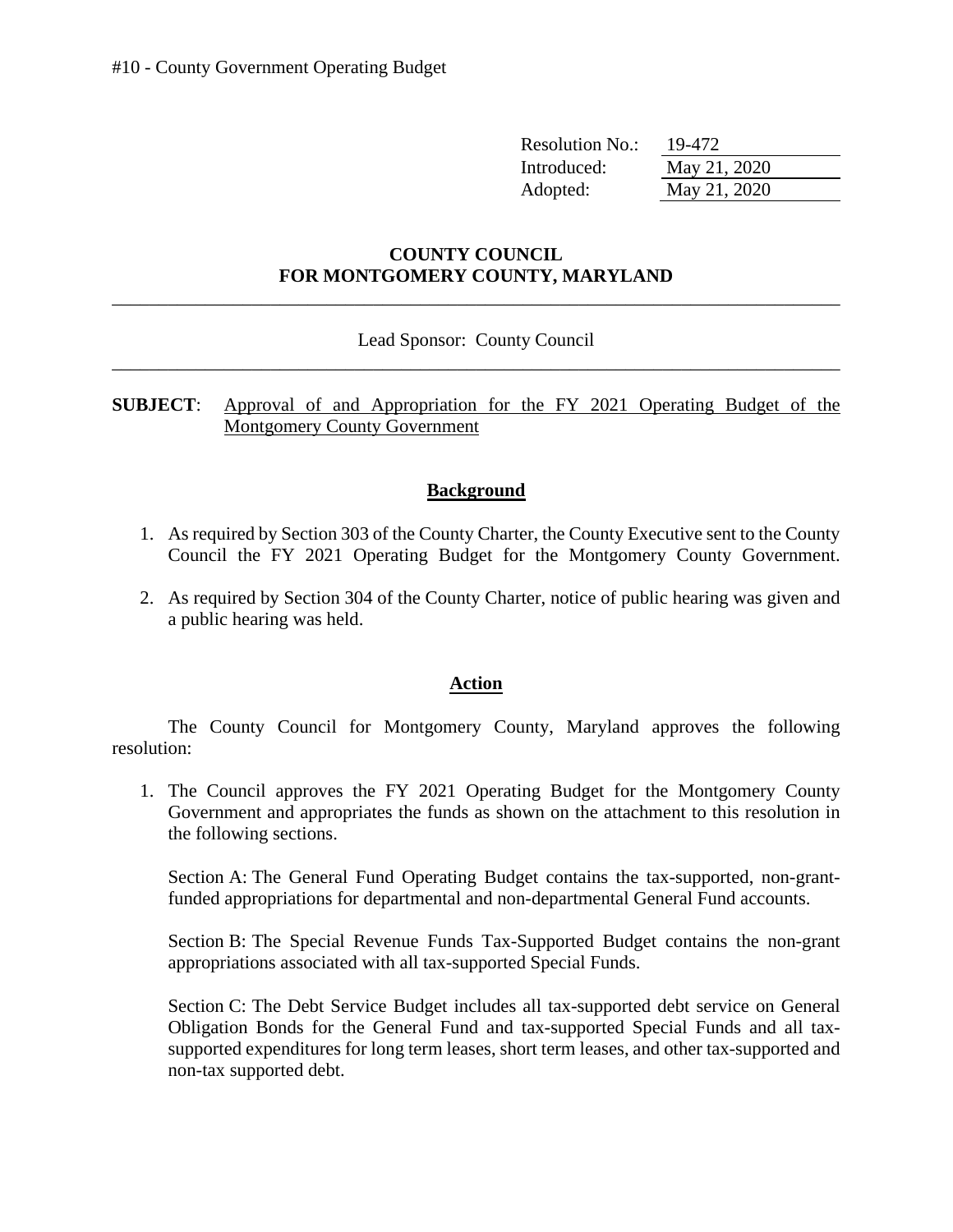#10 - County Government Operating Budget

Resolution No.: 19-472
Introduced: May 21, 2020
Adopted: May 21, 2020

**COUNTY COUNCIL**
**FOR MONTGOMERY COUNTY, MARYLAND**

Lead Sponsor: County Council

**SUBJECT**: Approval of and Appropriation for the FY 2021 Operating Budget of the Montgomery County Government

## Background

1. As required by Section 303 of the County Charter, the County Executive sent to the County Council the FY 2021 Operating Budget for the Montgomery County Government.
2. As required by Section 304 of the County Charter, notice of public hearing was given and a public hearing was held.

## Action

The County Council for Montgomery County, Maryland approves the following resolution:

1. The Council approves the FY 2021 Operating Budget for the Montgomery County Government and appropriates the funds as shown on the attachment to this resolution in the following sections.

   Section A: The General Fund Operating Budget contains the tax-supported, non-grant-funded appropriations for departmental and non-departmental General Fund accounts.

   Section B: The Special Revenue Funds Tax-Supported Budget contains the non-grant appropriations associated with all tax-supported Special Funds.

   Section C: The Debt Service Budget includes all tax-supported debt service on General Obligation Bonds for the General Fund and tax-supported Special Funds and all tax-supported expenditures for long term leases, short term leases, and other tax-supported and non-tax supported debt.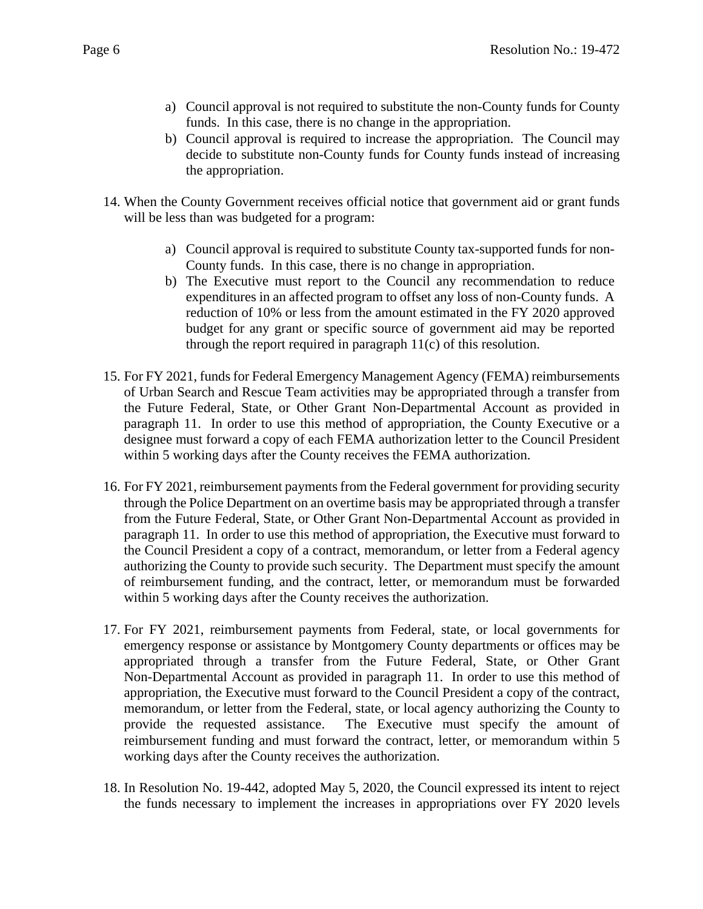a) Council approval is not required to substitute the non-County funds for County funds. In this case, there is no change in the appropriation.
   b) Council approval is required to increase the appropriation. The Council may decide to substitute non-County funds for County funds instead of increasing the appropriation.

14. When the County Government receives official notice that government aid or grant funds will be less than was budgeted for a program:

   a) Council approval is required to substitute County tax-supported funds for non-County funds. In this case, there is no change in appropriation.
   b) The Executive must report to the Council any recommendation to reduce expenditures in an affected program to offset any loss of non-County funds. A reduction of 10% or less from the amount estimated in the FY 2020 approved budget for any grant or specific source of government aid may be reported through the report required in paragraph 11(c) of this resolution.

15. For FY 2021, funds for Federal Emergency Management Agency (FEMA) reimbursements of Urban Search and Rescue Team activities may be appropriated through a transfer from the Future Federal, State, or Other Grant Non-Departmental Account as provided in paragraph 11. In order to use this method of appropriation, the County Executive or a designee must forward a copy of each FEMA authorization letter to the Council President within 5 working days after the County receives the FEMA authorization.

16. For FY 2021, reimbursement payments from the Federal government for providing security through the Police Department on an overtime basis may be appropriated through a transfer from the Future Federal, State, or Other Grant Non-Departmental Account as provided in paragraph 11. In order to use this method of appropriation, the Executive must forward to the Council President a copy of a contract, memorandum, or letter from a Federal agency authorizing the County to provide such security. The Department must specify the amount of reimbursement funding, and the contract, letter, or memorandum must be forwarded within 5 working days after the County receives the authorization.

17. For FY 2021, reimbursement payments from Federal, state, or local governments for emergency response or assistance by Montgomery County departments or offices may be appropriated through a transfer from the Future Federal, State, or Other Grant Non-Departmental Account as provided in paragraph 11. In order to use this method of appropriation, the Executive must forward to the Council President a copy of the contract, memorandum, or letter from the Federal, state, or local agency authorizing the County to provide the requested assistance. The Executive must specify the amount of reimbursement funding and must forward the contract, letter, or memorandum within 5 working days after the County receives the authorization.

18. In Resolution No. 19-442, adopted May 5, 2020, the Council expressed its intent to reject the funds necessary to implement the increases in appropriations over FY 2020 levels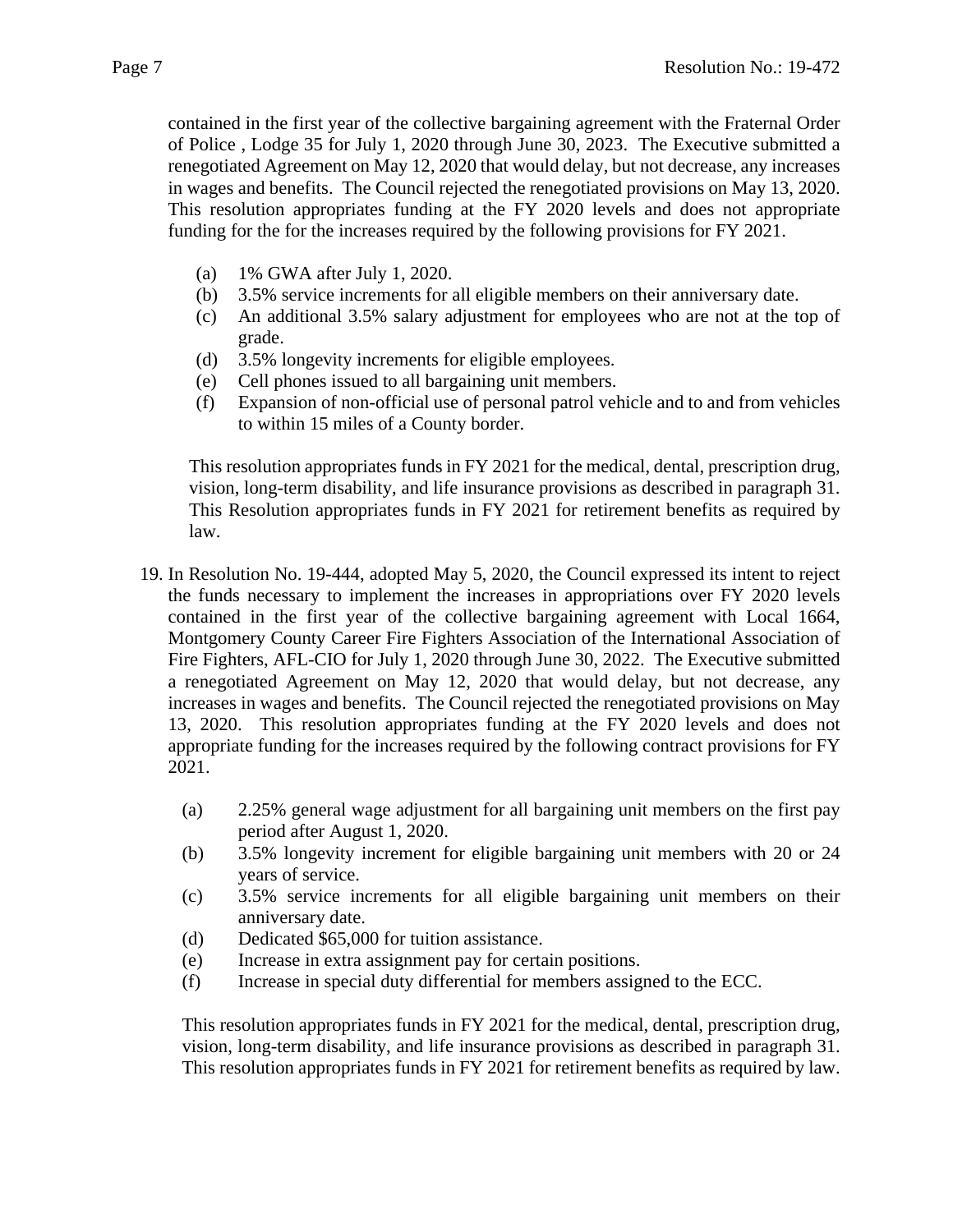contained in the first year of the collective bargaining agreement with the Fraternal Order of Police , Lodge 35 for July 1, 2020 through June 30, 2023. The Executive submitted a renegotiated Agreement on May 12, 2020 that would delay, but not decrease, any increases in wages and benefits. The Council rejected the renegotiated provisions on May 13, 2020. This resolution appropriates funding at the FY 2020 levels and does not appropriate funding for the for the increases required by the following provisions for FY 2021.

(a) 1% GWA after July 1, 2020.
(b) 3.5% service increments for all eligible members on their anniversary date.
(c) An additional 3.5% salary adjustment for employees who are not at the top of grade.
(d) 3.5% longevity increments for eligible employees.
(e) Cell phones issued to all bargaining unit members.
(f) Expansion of non-official use of personal patrol vehicle and to and from vehicles to within 15 miles of a County border.

This resolution appropriates funds in FY 2021 for the medical, dental, prescription drug, vision, long-term disability, and life insurance provisions as described in paragraph 31. This Resolution appropriates funds in FY 2021 for retirement benefits as required by law.

19. In Resolution No. 19-444, adopted May 5, 2020, the Council expressed its intent to reject the funds necessary to implement the increases in appropriations over FY 2020 levels contained in the first year of the collective bargaining agreement with Local 1664, Montgomery County Career Fire Fighters Association of the International Association of Fire Fighters, AFL-CIO for July 1, 2020 through June 30, 2022. The Executive submitted a renegotiated Agreement on May 12, 2020 that would delay, but not decrease, any increases in wages and benefits. The Council rejected the renegotiated provisions on May 13, 2020. This resolution appropriates funding at the FY 2020 levels and does not appropriate funding for the increases required by the following contract provisions for FY 2021.

(a) 2.25% general wage adjustment for all bargaining unit members on the first pay period after August 1, 2020.
(b) 3.5% longevity increment for eligible bargaining unit members with 20 or 24 years of service.
(c) 3.5% service increments for all eligible bargaining unit members on their anniversary date.
(d) Dedicated $65,000 for tuition assistance.
(e) Increase in extra assignment pay for certain positions.
(f) Increase in special duty differential for members assigned to the ECC.

This resolution appropriates funds in FY 2021 for the medical, dental, prescription drug, vision, long-term disability, and life insurance provisions as described in paragraph 31. This resolution appropriates funds in FY 2021 for retirement benefits as required by law.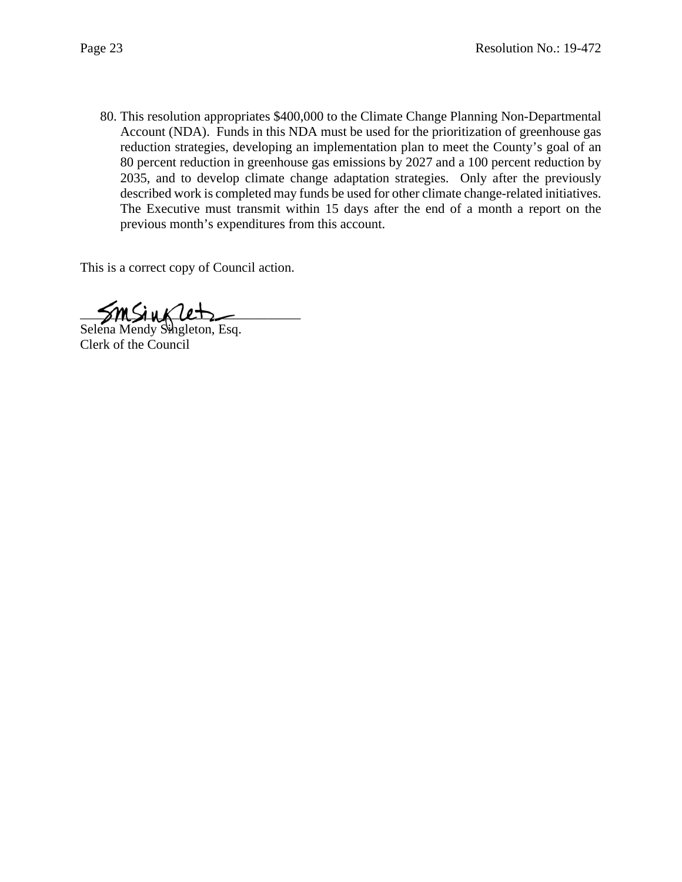80. This resolution appropriates $400,000 to the Climate Change Planning Non-Departmental Account (NDA). Funds in this NDA must be used for the prioritization of greenhouse gas reduction strategies, developing an implementation plan to meet the County's goal of an 80 percent reduction in greenhouse gas emissions by 2027 and a 100 percent reduction by 2035, and to develop climate change adaptation strategies. Only after the previously described work is completed may funds be used for other climate change-related initiatives. The Executive must transmit within 15 days after the end of a month a report on the previous month's expenditures from this account.

This is a correct copy of Council action.

______________________________

Selena Mendy Singleton, Esq.
Clerk of the Council